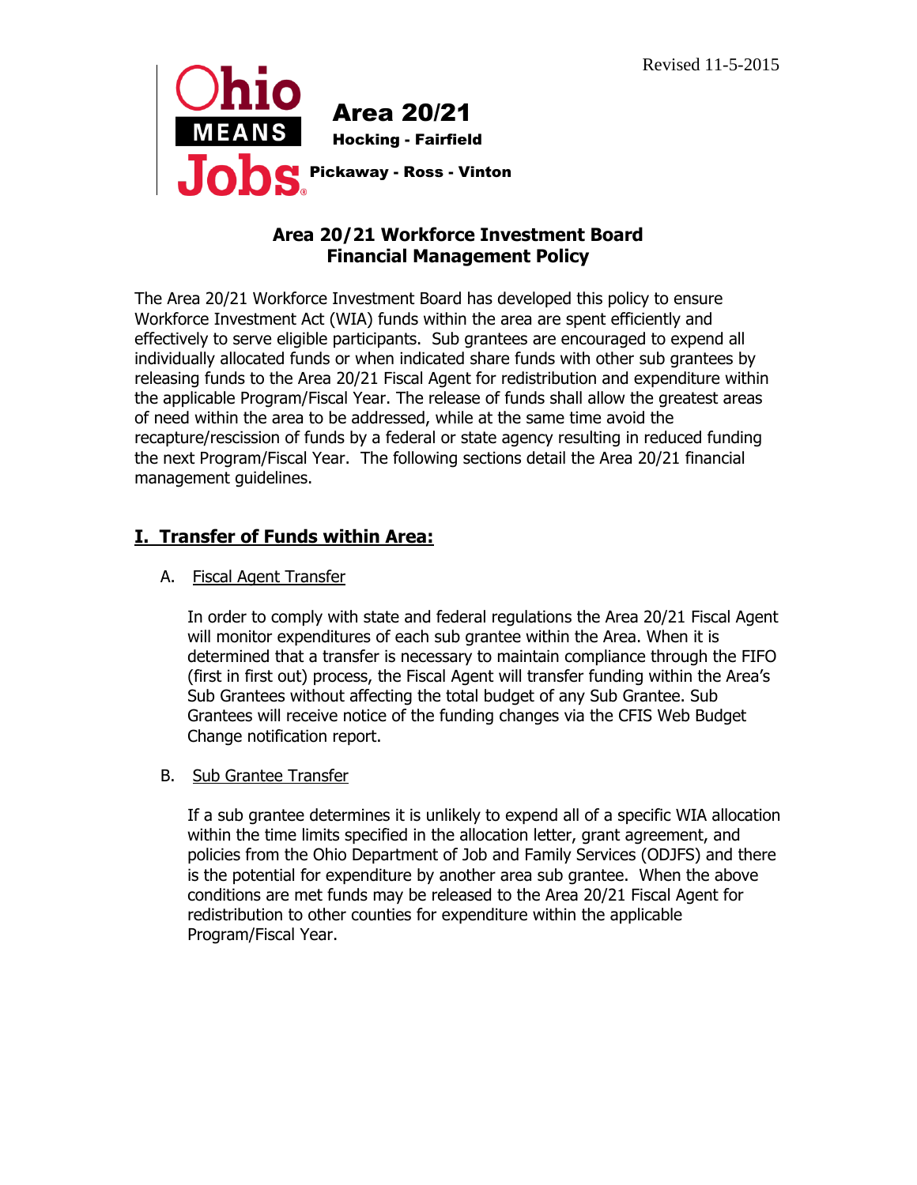Revised 11-5-2015

Ohio MEANS Jobs

**Area 20/21**

**Hocking - Fairfield**

**Pickaway - Ross - Vinton**

# Area 20/21 Workforce Investment Board Financial Management Policy

The Area 20/21 Workforce Investment Board has developed this policy to ensure Workforce Investment Act (WIA) funds within the area are spent efficiently and effectively to serve eligible participants. Sub grantees are encouraged to expend all individually allocated funds or when indicated share funds with other sub grantees by releasing funds to the Area 20/21 Fiscal Agent for redistribution and expenditure within the applicable Program/Fiscal Year. The release of funds shall allow the greatest areas of need within the area to be addressed, while at the same time avoid the recapture/rescission of funds by a federal or state agency resulting in reduced funding the next Program/Fiscal Year. The following sections detail the Area 20/21 financial management guidelines.

## I. Transfer of Funds within Area:

### A. Fiscal Agent Transfer

In order to comply with state and federal regulations the Area 20/21 Fiscal Agent will monitor expenditures of each sub grantee within the Area. When it is determined that a transfer is necessary to maintain compliance through the FIFO (first in first out) process, the Fiscal Agent will transfer funding within the Area's Sub Grantees without affecting the total budget of any Sub Grantee. Sub Grantees will receive notice of the funding changes via the CFIS Web Budget Change notification report.

### B. Sub Grantee Transfer

If a sub grantee determines it is unlikely to expend all of a specific WIA allocation within the time limits specified in the allocation letter, grant agreement, and policies from the Ohio Department of Job and Family Services (ODJFS) and there is the potential for expenditure by another area sub grantee. When the above conditions are met funds may be released to the Area 20/21 Fiscal Agent for redistribution to other counties for expenditure within the applicable Program/Fiscal Year.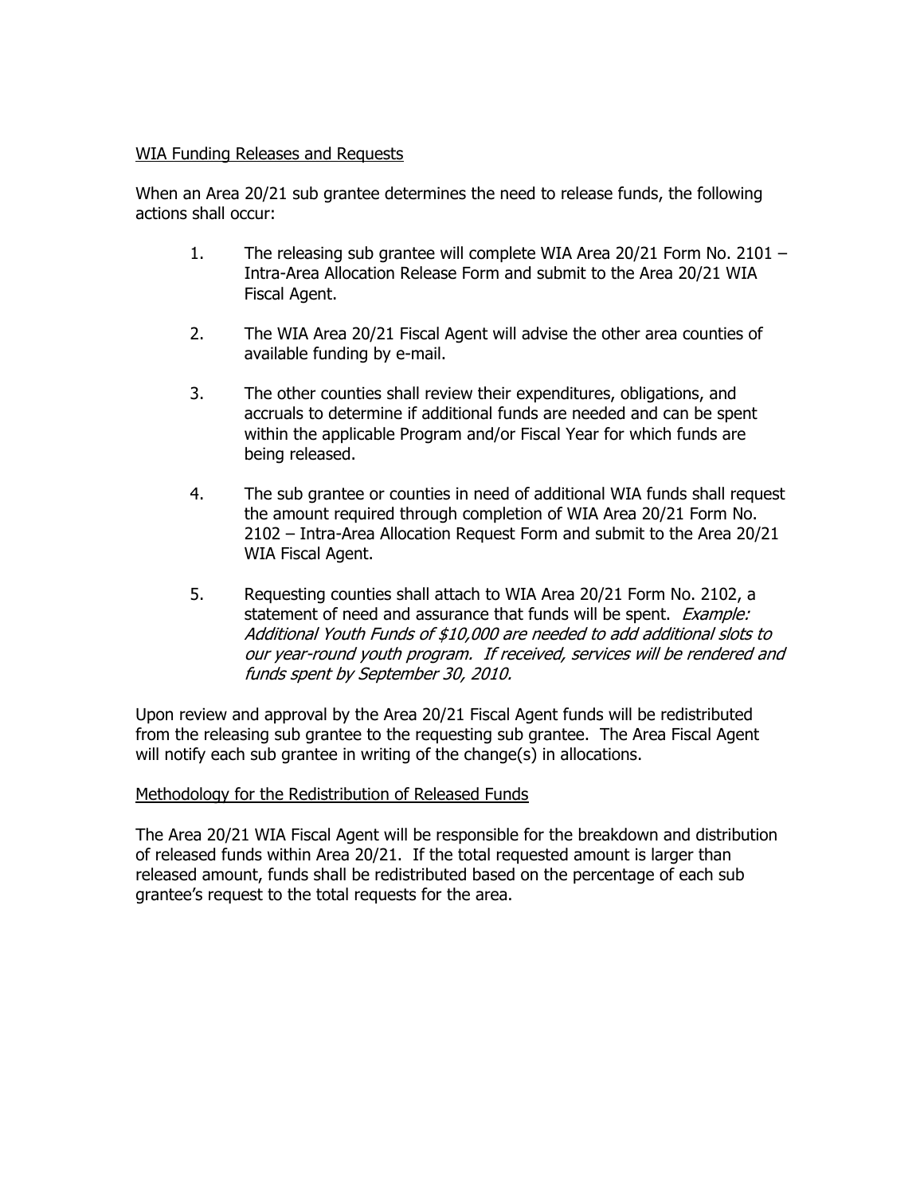<u>WIA Funding Releases and Requests</u>

When an Area 20/21 sub grantee determines the need to release funds, the following actions shall occur:

1. The releasing sub grantee will complete WIA Area 20/21 Form No. 2101 – Intra-Area Allocation Release Form and submit to the Area 20/21 WIA Fiscal Agent.

2. The WIA Area 20/21 Fiscal Agent will advise the other area counties of available funding by e-mail.

3. The other counties shall review their expenditures, obligations, and accruals to determine if additional funds are needed and can be spent within the applicable Program and/or Fiscal Year for which funds are being released.

4. The sub grantee or counties in need of additional WIA funds shall request the amount required through completion of WIA Area 20/21 Form No. 2102 – Intra-Area Allocation Request Form and submit to the Area 20/21 WIA Fiscal Agent.

5. Requesting counties shall attach to WIA Area 20/21 Form No. 2102, a statement of need and assurance that funds will be spent. *Example: Additional Youth Funds of $10,000 are needed to add additional slots to our year-round youth program. If received, services will be rendered and funds spent by September 30, 2010.*

Upon review and approval by the Area 20/21 Fiscal Agent funds will be redistributed from the releasing sub grantee to the requesting sub grantee. The Area Fiscal Agent will notify each sub grantee in writing of the change(s) in allocations.

<u>Methodology for the Redistribution of Released Funds</u>

The Area 20/21 WIA Fiscal Agent will be responsible for the breakdown and distribution of released funds within Area 20/21. If the total requested amount is larger than released amount, funds shall be redistributed based on the percentage of each sub grantee's request to the total requests for the area.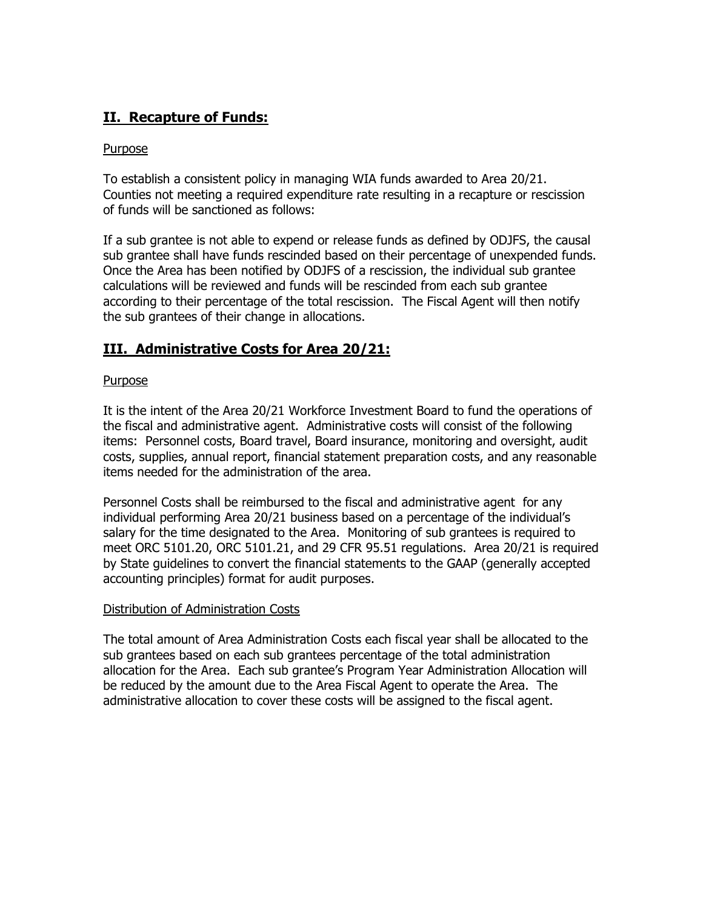## **II. Recapture of Funds:**

Purpose

To establish a consistent policy in managing WIA funds awarded to Area 20/21. Counties not meeting a required expenditure rate resulting in a recapture or rescission of funds will be sanctioned as follows:

If a sub grantee is not able to expend or release funds as defined by ODJFS, the causal sub grantee shall have funds rescinded based on their percentage of unexpended funds. Once the Area has been notified by ODJFS of a rescission, the individual sub grantee calculations will be reviewed and funds will be rescinded from each sub grantee according to their percentage of the total rescission. The Fiscal Agent will then notify the sub grantees of their change in allocations.

## **III. Administrative Costs for Area 20/21:**

Purpose

It is the intent of the Area 20/21 Workforce Investment Board to fund the operations of the fiscal and administrative agent. Administrative costs will consist of the following items: Personnel costs, Board travel, Board insurance, monitoring and oversight, audit costs, supplies, annual report, financial statement preparation costs, and any reasonable items needed for the administration of the area.

Personnel Costs shall be reimbursed to the fiscal and administrative agent for any individual performing Area 20/21 business based on a percentage of the individual's salary for the time designated to the Area. Monitoring of sub grantees is required to meet ORC 5101.20, ORC 5101.21, and 29 CFR 95.51 regulations. Area 20/21 is required by State guidelines to convert the financial statements to the GAAP (generally accepted accounting principles) format for audit purposes.

Distribution of Administration Costs

The total amount of Area Administration Costs each fiscal year shall be allocated to the sub grantees based on each sub grantees percentage of the total administration allocation for the Area. Each sub grantee's Program Year Administration Allocation will be reduced by the amount due to the Area Fiscal Agent to operate the Area. The administrative allocation to cover these costs will be assigned to the fiscal agent.